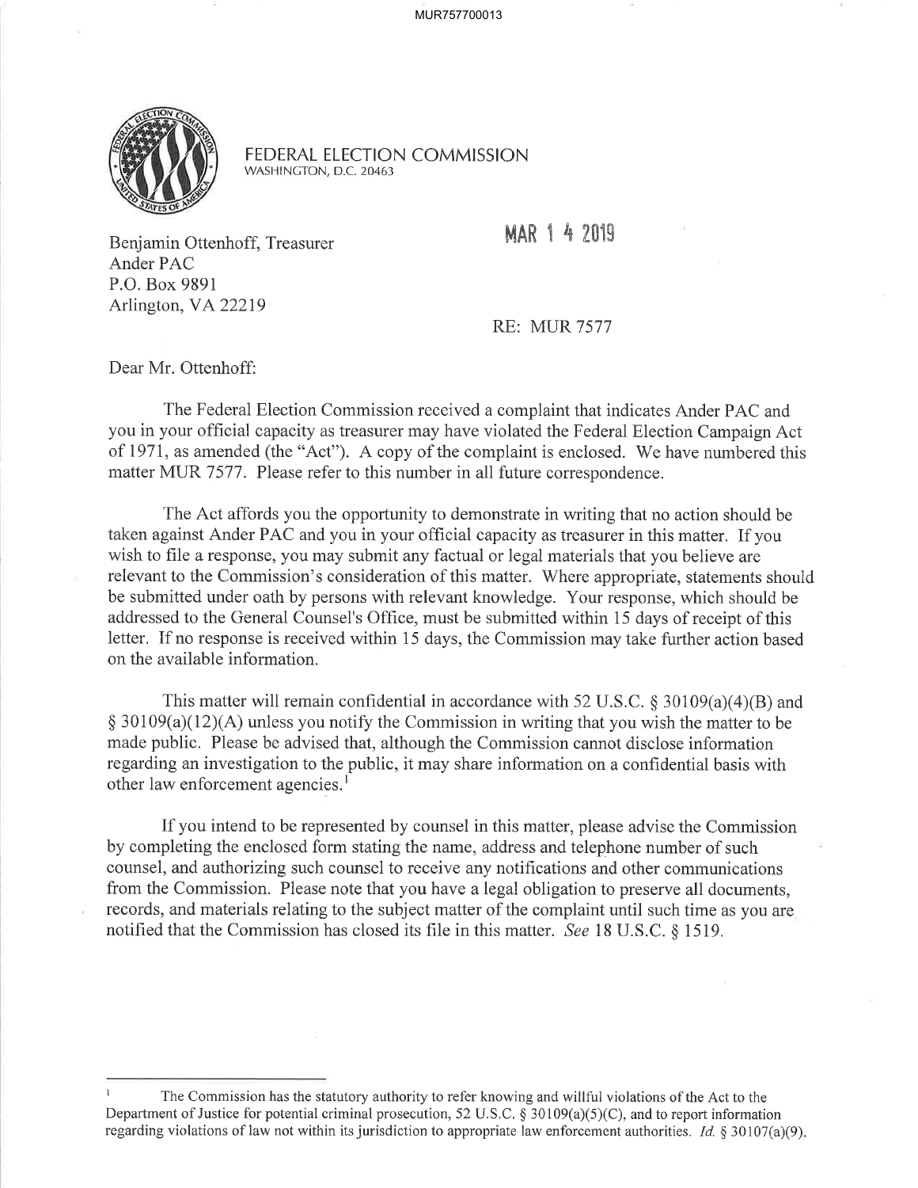FEDERAL ELECTION COMMISSION
WASHINGTON, D.C. 20463

MAR 14 2019

Benjamin Ottenhoff, Treasurer
Ander PAC
P.O. Box 9891
Arlington, VA 22219

RE: MUR 7577

Dear Mr. Ottenhoff:

The Federal Election Commission received a complaint that indicates Ander PAC and you in your official capacity as treasurer may have violated the Federal Election Campaign Act of 1971, as amended (the "Act"). A copy of the complaint is enclosed. We have numbered this matter MUR 7577. Please refer to this number in all future correspondence.

The Act affords you the opportunity to demonstrate in writing that no action should be taken against Ander PAC and you in your official capacity as treasurer in this matter. If you wish to file a response, you may submit any factual or legal materials that you believe are relevant to the Commission's consideration of this matter. Where appropriate, statements should be submitted under oath by persons with relevant knowledge. Your response, which should be addressed to the General Counsel's Office, must be submitted within 15 days of receipt of this letter. If no response is received within 15 days, the Commission may take further action based on the available information.

This matter will remain confidential in accordance with 52 U.S.C. § 30109(a)(4)(B) and § 30109(a)(12)(A) unless you notify the Commission in writing that you wish the matter to be made public. Please be advised that, although the Commission cannot disclose information regarding an investigation to the public, it may share information on a confidential basis with other law enforcement agencies.[1]

If you intend to be represented by counsel in this matter, please advise the Commission by completing the enclosed form stating the name, address and telephone number of such counsel, and authorizing such counsel to receive any notifications and other communications from the Commission. Please note that you have a legal obligation to preserve all documents, records, and materials relating to the subject matter of the complaint until such time as you are notified that the Commission has closed its file in this matter. *See* 18 U.S.C. § 1519.

---

[1] The Commission has the statutory authority to refer knowing and willful violations of the Act to the Department of Justice for potential criminal prosecution, 52 U.S.C. § 30109(a)(5)(C), and to report information regarding violations of law not within its jurisdiction to appropriate law enforcement authorities. *Id.* § 30107(a)(9).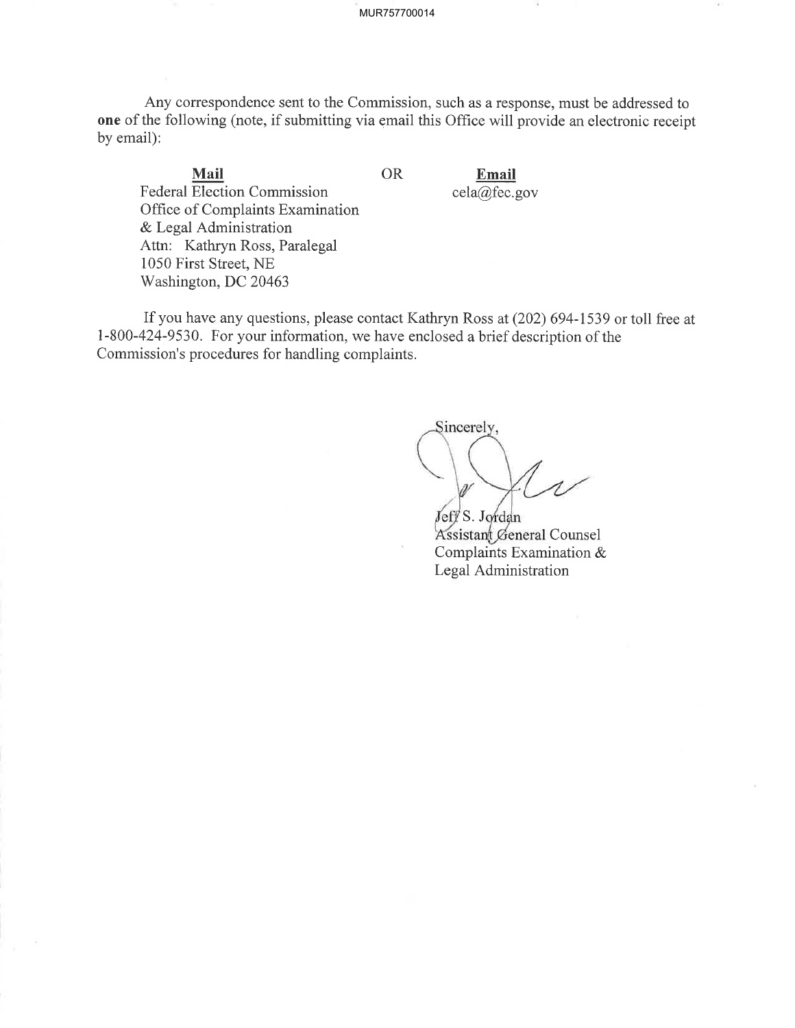Any correspondence sent to the Commission, such as a response, must be addressed to **one** of the following (note, if submitting via email this Office will provide an electronic receipt by email):

| **Mail** | OR | **Email** |
|---|---|---|
| Federal Election Commission<br>Office of Complaints Examination<br>& Legal Administration<br>Attn: Kathryn Ross, Paralegal<br>1050 First Street, NE<br>Washington, DC 20463 | | cela@fec.gov |

If you have any questions, please contact Kathryn Ross at (202) 694-1539 or toll free at 1-800-424-9530. For your information, we have enclosed a brief description of the Commission's procedures for handling complaints.

Sincerely,

Jeff S. Jordan
Assistant General Counsel
Complaints Examination &
Legal Administration